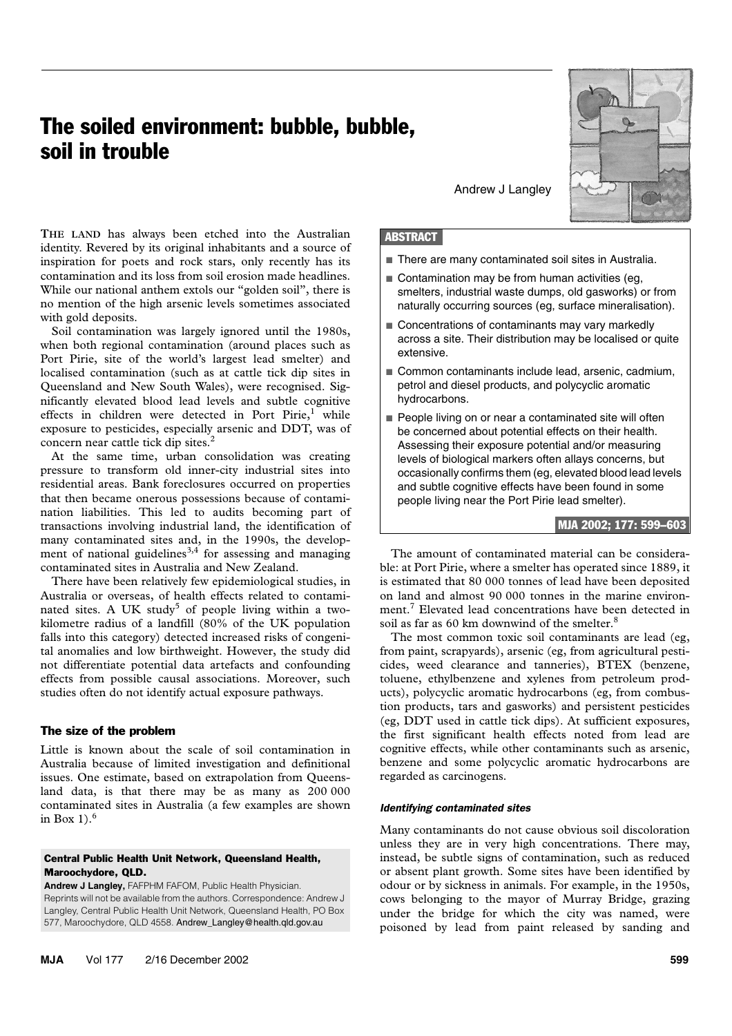# The soiled environment: bubble, bubble, soil in trouble

Andrew J Langley

## ABSTRACT

- There are many contaminated soil sites in Australia.
- Contamination may be from human activities (eg, smelters, industrial waste dumps, old gasworks) or from naturally occurring sources (eg, surface mineralisation).
- Concentrations of contaminants may vary markedly across a site. Their distribution may be localised or quite extensive.
- Common contaminants include lead, arsenic, cadmium, petrol and diesel products, and polycyclic aromatic hydrocarbons.
- People living on or near a contaminated site will often be concerned about potential effects on their health. Assessing their exposure potential and/or measuring levels of biological markers often allays concerns, but occasionally confirms them (eg, elevated blood lead levels and subtle cognitive effects have been found in some people living near the Port Pirie lead smelter).

MJA 2002; 177: 599–603

THE LAND has always been etched into the Australian identity. Revered by its original inhabitants and a source of inspiration for poets and rock stars, only recently has its contamination and its loss from soil erosion made headlines. While our national anthem extols our "golden soil", there is no mention of the high arsenic levels sometimes associated with gold deposits.

Soil contamination was largely ignored until the 1980s, when both regional contamination (around places such as Port Pirie, site of the world's largest lead smelter) and localised contamination (such as at cattle tick dip sites in Queensland and New South Wales), were recognised. Significantly elevated blood lead levels and subtle cognitive effects in children were detected in Port Pirie,[1] while exposure to pesticides, especially arsenic and DDT, was of concern near cattle tick dip sites.[2]

At the same time, urban consolidation was creating pressure to transform old inner-city industrial sites into residential areas. Bank foreclosures occurred on properties that then became onerous possessions because of contamination liabilities. This led to audits becoming part of transactions involving industrial land, the identification of many contaminated sites and, in the 1990s, the development of national guidelines[3,4] for assessing and managing contaminated sites in Australia and New Zealand.

There have been relatively few epidemiological studies, in Australia or overseas, of health effects related to contaminated sites. A UK study[5] of people living within a two-kilometre radius of a landfill (80% of the UK population falls into this category) detected increased risks of congenital anomalies and low birthweight. However, the study did not differentiate potential data artefacts and confounding effects from possible causal associations. Moreover, such studies often do not identify actual exposure pathways.

### The size of the problem

Little is known about the scale of soil contamination in Australia because of limited investigation and definitional issues. One estimate, based on extrapolation from Queensland data, is that there may be as many as 200 000 contaminated sites in Australia (a few examples are shown in Box 1).[6]

The amount of contaminated material can be considerable: at Port Pirie, where a smelter has operated since 1889, it is estimated that 80 000 tonnes of lead have been deposited on land and almost 90 000 tonnes in the marine environment.[7] Elevated lead concentrations have been detected in soil as far as 60 km downwind of the smelter.[8]

The most common toxic soil contaminants are lead (eg, from paint, scrapyards), arsenic (eg, from agricultural pesticides, weed clearance and tanneries), BTEX (benzene, toluene, ethylbenzene and xylenes from petroleum products), polycyclic aromatic hydrocarbons (eg, from combustion products, tars and gasworks) and persistent pesticides (eg, DDT used in cattle tick dips). At sufficient exposures, the first significant health effects noted from lead are cognitive effects, while other contaminants such as arsenic, benzene and some polycyclic aromatic hydrocarbons are regarded as carcinogens.

#### *Identifying contaminated sites*

Many contaminants do not cause obvious soil discoloration unless they are in very high concentrations. There may, instead, be subtle signs of contamination, such as reduced or absent plant growth. Some sites have been identified by odour or by sickness in animals. For example, in the 1950s, cows belonging to the mayor of Murray Bridge, grazing under the bridge for which the city was named, were poisoned by lead from paint released by sanding and

**Central Public Health Unit Network, Queensland Health, Maroochydore, QLD.**

**Andrew J Langley,** FAFPHM FAFOM, Public Health Physician.

Reprints will not be available from the authors. Correspondence: Andrew J Langley, Central Public Health Unit Network, Queensland Health, PO Box 577, Maroochydore, QLD 4558. Andrew_Langley@health.qld.gov.au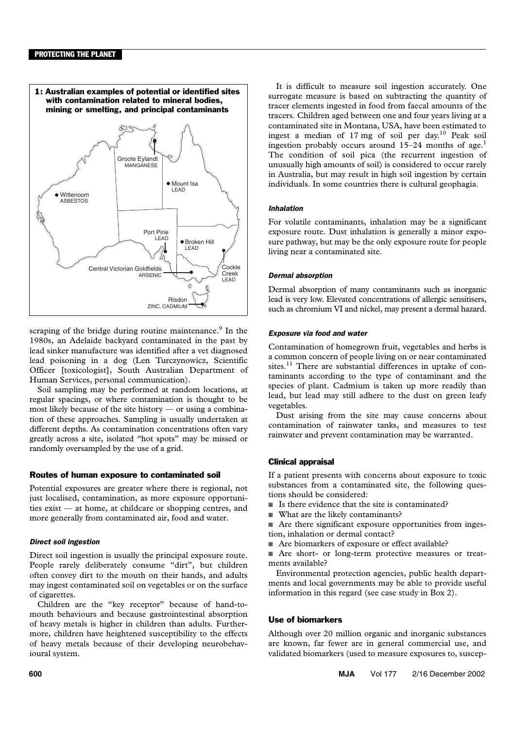**1: Australian examples of potential or identified sites with contamination related to mineral bodies, mining or smelting, and principal contaminants**

Groote Eylandt MANGANESE

Mount Isa LEAD

Wittenoom ASBESTOS

Port Pirie LEAD

Broken Hill LEAD

Central Victorian Goldfields ARSENIC

Cockle Creek LEAD

Risdon ZINC, CADMIUM

scraping of the bridge during routine maintenance.[9] In the 1980s, an Adelaide backyard contaminated in the past by lead sinker manufacture was identified after a vet diagnosed lead poisoning in a dog (Len Turczynowicz, Scientific Officer [toxicologist], South Australian Department of Human Services, personal communication).

Soil sampling may be performed at random locations, at regular spacings, or where contamination is thought to be most likely because of the site history — or using a combination of these approaches. Sampling is usually undertaken at different depths. As contamination concentrations often vary greatly across a site, isolated "hot spots" may be missed or randomly oversampled by the use of a grid.

## Routes of human exposure to contaminated soil

Potential exposures are greater where there is regional, not just localised, contamination, as more exposure opportunities exist — at home, at childcare or shopping centres, and more generally from contaminated air, food and water.

### *Direct soil ingestion*

Direct soil ingestion is usually the principal exposure route. People rarely deliberately consume "dirt", but children often convey dirt to the mouth on their hands, and adults may ingest contaminated soil on vegetables or on the surface of cigarettes.

Children are the "key receptor" because of hand-to-mouth behaviours and because gastrointestinal absorption of heavy metals is higher in children than adults. Furthermore, children have heightened susceptibility to the effects of heavy metals because of their developing neurobehavioural system.

It is difficult to measure soil ingestion accurately. One surrogate measure is based on subtracting the quantity of tracer elements ingested in food from faecal amounts of the tracers. Children aged between one and four years living at a contaminated site in Montana, USA, have been estimated to ingest a median of 17 mg of soil per day.[10] Peak soil ingestion probably occurs around 15–24 months of age.[1] The condition of soil pica (the recurrent ingestion of unusually high amounts of soil) is considered to occur rarely in Australia, but may result in high soil ingestion by certain individuals. In some countries there is cultural geophagia.

### *Inhalation*

For volatile contaminants, inhalation may be a significant exposure route. Dust inhalation is generally a minor exposure pathway, but may be the only exposure route for people living near a contaminated site.

### *Dermal absorption*

Dermal absorption of many contaminants such as inorganic lead is very low. Elevated concentrations of allergic sensitisers, such as chromium VI and nickel, may present a dermal hazard.

### *Exposure via food and water*

Contamination of homegrown fruit, vegetables and herbs is a common concern of people living on or near contaminated sites.[11] There are substantial differences in uptake of contaminants according to the type of contaminant and the species of plant. Cadmium is taken up more readily than lead, but lead may still adhere to the dust on green leafy vegetables.

Dust arising from the site may cause concerns about contamination of rainwater tanks, and measures to test rainwater and prevent contamination may be warranted.

## Clinical appraisal

If a patient presents with concerns about exposure to toxic substances from a contaminated site, the following questions should be considered:

- Is there evidence that the site is contaminated?
- What are the likely contaminants?
- Are there significant exposure opportunities from ingestion, inhalation or dermal contact?
- Are biomarkers of exposure or effect available?
- Are short- or long-term protective measures or treatments available?

Environmental protection agencies, public health departments and local governments may be able to provide useful information in this regard (see case study in Box 2).

## Use of biomarkers

Although over 20 million organic and inorganic substances are known, far fewer are in general commercial use, and validated biomarkers (used to measure exposures to, suscep-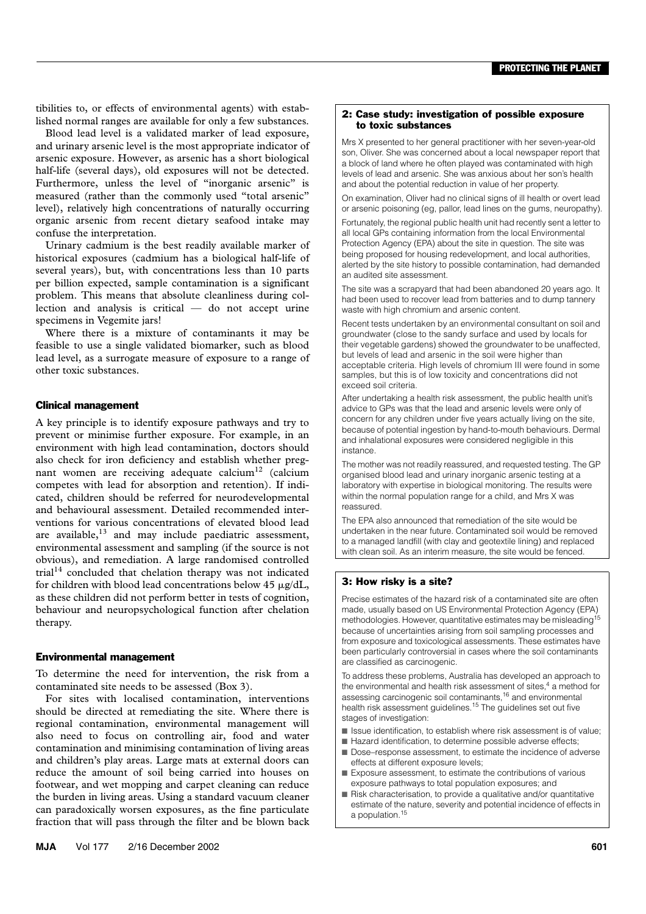tibilities to, or effects of environmental agents) with established normal ranges are available for only a few substances.

Blood lead level is a validated marker of lead exposure, and urinary arsenic level is the most appropriate indicator of arsenic exposure. However, as arsenic has a short biological half-life (several days), old exposures will not be detected. Furthermore, unless the level of "inorganic arsenic" is measured (rather than the commonly used "total arsenic" level), relatively high concentrations of naturally occurring organic arsenic from recent dietary seafood intake may confuse the interpretation.

Urinary cadmium is the best readily available marker of historical exposures (cadmium has a biological half-life of several years), but, with concentrations less than 10 parts per billion expected, sample contamination is a significant problem. This means that absolute cleanliness during collection and analysis is critical — do not accept urine specimens in Vegemite jars!

Where there is a mixture of contaminants it may be feasible to use a single validated biomarker, such as blood lead level, as a surrogate measure of exposure to a range of other toxic substances.

### Clinical management

A key principle is to identify exposure pathways and try to prevent or minimise further exposure. For example, in an environment with high lead contamination, doctors should also check for iron deficiency and establish whether pregnant women are receiving adequate calcium[12] (calcium competes with lead for absorption and retention). If indicated, children should be referred for neurodevelopmental and behavioural assessment. Detailed recommended interventions for various concentrations of elevated blood lead are available,[13] and may include paediatric assessment, environmental assessment and sampling (if the source is not obvious), and remediation. A large randomised controlled trial[14] concluded that chelation therapy was not indicated for children with blood lead concentrations below 45 μg/dL, as these children did not perform better in tests of cognition, behaviour and neuropsychological function after chelation therapy.

### Environmental management

To determine the need for intervention, the risk from a contaminated site needs to be assessed (Box 3).

For sites with localised contamination, interventions should be directed at remediating the site. Where there is regional contamination, environmental management will also need to focus on controlling air, food and water contamination and minimising contamination of living areas and children's play areas. Large mats at external doors can reduce the amount of soil being carried into houses on footwear, and wet mopping and carpet cleaning can reduce the burden in living areas. Using a standard vacuum cleaner can paradoxically worsen exposures, as the fine particulate fraction that will pass through the filter and be blown back

#### 2: Case study: investigation of possible exposure to toxic substances

Mrs X presented to her general practitioner with her seven-year-old son, Oliver. She was concerned about a local newspaper report that a block of land where he often played was contaminated with high levels of lead and arsenic. She was anxious about her son's health and about the potential reduction in value of her property.

On examination, Oliver had no clinical signs of ill health or overt lead or arsenic poisoning (eg, pallor, lead lines on the gums, neuropathy).

Fortunately, the regional public health unit had recently sent a letter to all local GPs containing information from the local Environmental Protection Agency (EPA) about the site in question. The site was being proposed for housing redevelopment, and local authorities, alerted by the site history to possible contamination, had demanded an audited site assessment.

The site was a scrapyard that had been abandoned 20 years ago. It had been used to recover lead from batteries and to dump tannery waste with high chromium and arsenic content.

Recent tests undertaken by an environmental consultant on soil and groundwater (close to the sandy surface and used by locals for their vegetable gardens) showed the groundwater to be unaffected, but levels of lead and arsenic in the soil were higher than acceptable criteria. High levels of chromium III were found in some samples, but this is of low toxicity and concentrations did not exceed soil criteria.

After undertaking a health risk assessment, the public health unit's advice to GPs was that the lead and arsenic levels were only of concern for any children under five years actually living on the site, because of potential ingestion by hand-to-mouth behaviours. Dermal and inhalational exposures were considered negligible in this instance.

The mother was not readily reassured, and requested testing. The GP organised blood lead and urinary inorganic arsenic testing at a laboratory with expertise in biological monitoring. The results were within the normal population range for a child, and Mrs X was reassured.

The EPA also announced that remediation of the site would be undertaken in the near future. Contaminated soil would be removed to a managed landfill (with clay and geotextile lining) and replaced with clean soil. As an interim measure, the site would be fenced.

#### 3: How risky is a site?

Precise estimates of the hazard risk of a contaminated site are often made, usually based on US Environmental Protection Agency (EPA) methodologies. However, quantitative estimates may be misleading[15] because of uncertainties arising from soil sampling processes and from exposure and toxicological assessments. These estimates have been particularly controversial in cases where the soil contaminants are classified as carcinogenic.

To address these problems, Australia has developed an approach to the environmental and health risk assessment of sites,[4] a method for assessing carcinogenic soil contaminants,[16] and environmental health risk assessment guidelines.[15] The guidelines set out five stages of investigation:

- Issue identification, to establish where risk assessment is of value;
- Hazard identification, to determine possible adverse effects;
- Dose–response assessment, to estimate the incidence of adverse effects at different exposure levels;
- Exposure assessment, to estimate the contributions of various exposure pathways to total population exposures; and
- Risk characterisation, to provide a qualitative and/or quantitative estimate of the nature, severity and potential incidence of effects in a population.[15]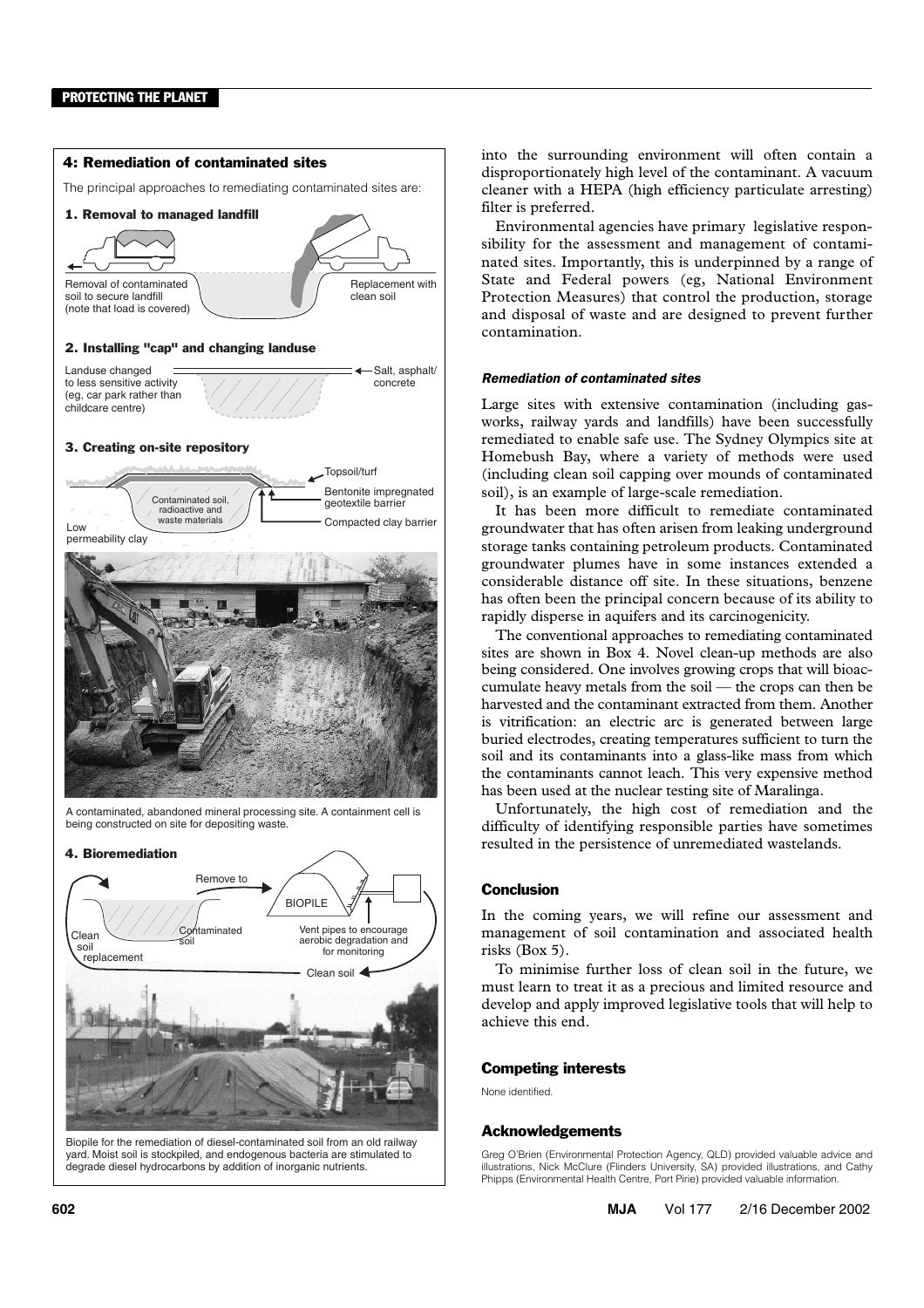## 4: Remediation of contaminated sites

The principal approaches to remediating contaminated sites are:

**1. Removal to managed landfill**

Removal of contaminated soil to secure landfill (note that load is covered)

Replacement with clean soil

**2. Installing "cap" and changing landuse**

Landuse changed to less sensitive activity (eg, car park rather than childcare centre)

Salt, asphalt/ concrete

**3. Creating on-site repository**

Topsoil/turf

Contaminated soil, radioactive and waste materials

Bentonite impregnated geotextile barrier

Compacted clay barrier

Low permeability clay

A contaminated, abandoned mineral processing site. A containment cell is being constructed on site for depositing waste.

**4. Bioremediation**

Remove to

BIOPILE

Clean soil replacement

Contaminated soil

Vent pipes to encourage aerobic degradation and for monitoring

Clean soil

Biopile for the remediation of diesel-contaminated soil from an old railway yard. Moist soil is stockpiled, and endogenous bacteria are stimulated to degrade diesel hydrocarbons by addition of inorganic nutrients.

into the surrounding environment will often contain a disproportionately high level of the contaminant. A vacuum cleaner with a HEPA (high efficiency particulate arresting) filter is preferred.

Environmental agencies have primary legislative responsibility for the assessment and management of contaminated sites. Importantly, this is underpinned by a range of State and Federal powers (eg, National Environment Protection Measures) that control the production, storage and disposal of waste and are designed to prevent further contamination.

### *Remediation of contaminated sites*

Large sites with extensive contamination (including gasworks, railway yards and landfills) have been successfully remediated to enable safe use. The Sydney Olympics site at Homebush Bay, where a variety of methods were used (including clean soil capping over mounds of contaminated soil), is an example of large-scale remediation.

It has been more difficult to remediate contaminated groundwater that has often arisen from leaking underground storage tanks containing petroleum products. Contaminated groundwater plumes have in some instances extended a considerable distance off site. In these situations, benzene has often been the principal concern because of its ability to rapidly disperse in aquifers and its carcinogenicity.

The conventional approaches to remediating contaminated sites are shown in Box 4. Novel clean-up methods are also being considered. One involves growing crops that will bioaccumulate heavy metals from the soil — the crops can then be harvested and the contaminant extracted from them. Another is vitrification: an electric arc is generated between large buried electrodes, creating temperatures sufficient to turn the soil and its contaminants into a glass-like mass from which the contaminants cannot leach. This very expensive method has been used at the nuclear testing site of Maralinga.

Unfortunately, the high cost of remediation and the difficulty of identifying responsible parties have sometimes resulted in the persistence of unremediated wastelands.

## Conclusion

In the coming years, we will refine our assessment and management of soil contamination and associated health risks (Box 5).

To minimise further loss of clean soil in the future, we must learn to treat it as a precious and limited resource and develop and apply improved legislative tools that will help to achieve this end.

## Competing interests

None identified.

## Acknowledgements

Greg O'Brien (Environmental Protection Agency, QLD) provided valuable advice and illustrations, Nick McClure (Flinders University, SA) provided illustrations, and Cathy Phipps (Environmental Health Centre, Port Pirie) provided valuable information.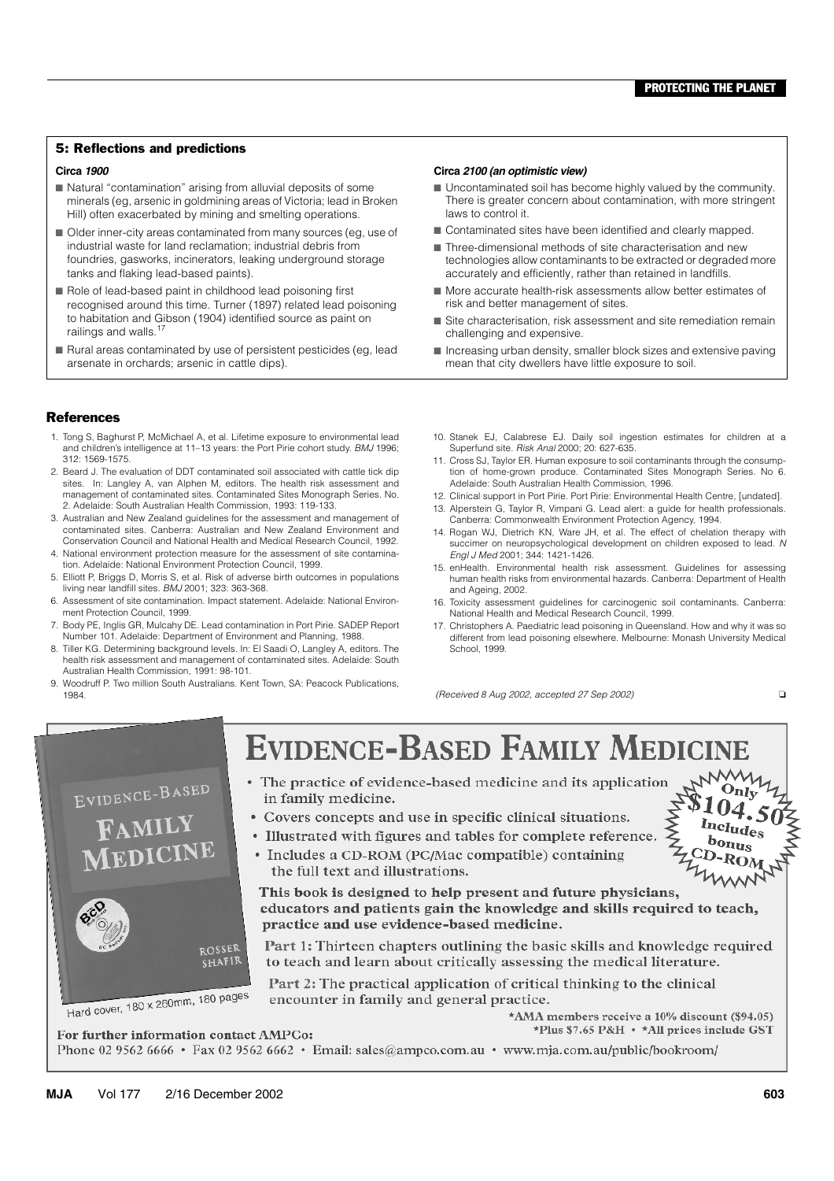## 5: Reflections and predictions

**Circa *1900***

- Natural "contamination" arising from alluvial deposits of some minerals (eg, arsenic in goldmining areas of Victoria; lead in Broken Hill) often exacerbated by mining and smelting operations.
- Older inner-city areas contaminated from many sources (eg, use of industrial waste for land reclamation; industrial debris from foundries, gasworks, incinerators, leaking underground storage tanks and flaking lead-based paints).
- Role of lead-based paint in childhood lead poisoning first recognised around this time. Turner (1897) related lead poisoning to habitation and Gibson (1904) identified source as paint on railings and walls.[17]
- Rural areas contaminated by use of persistent pesticides (eg, lead arsenate in orchards; arsenic in cattle dips).

**Circa *2100 (an optimistic view)***

- Uncontaminated soil has become highly valued by the community. There is greater concern about contamination, with more stringent laws to control it.
- Contaminated sites have been identified and clearly mapped.
- Three-dimensional methods of site characterisation and new technologies allow contaminants to be extracted or degraded more accurately and efficiently, rather than retained in landfills.
- More accurate health-risk assessments allow better estimates of risk and better management of sites.
- Site characterisation, risk assessment and site remediation remain challenging and expensive.
- Increasing urban density, smaller block sizes and extensive paving mean that city dwellers have little exposure to soil.

## References

1. Tong S, Baghurst P, McMichael A, et al. Lifetime exposure to environmental lead and children's intelligence at 11–13 years: the Port Pirie cohort study. *BMJ* 1996; 312: 1569-1575.
2. Beard J. The evaluation of DDT contaminated soil associated with cattle tick dip sites. In: Langley A, van Alphen M, editors. The health risk assessment and management of contaminated sites. Contaminated Sites Monograph Series. No. 2. Adelaide: South Australian Health Commission, 1993: 119-133.
3. Australian and New Zealand guidelines for the assessment and management of contaminated sites. Canberra: Australian and New Zealand Environment and Conservation Council and National Health and Medical Research Council, 1992.
4. National environment protection measure for the assessment of site contamination. Adelaide: National Environment Protection Council, 1999.
5. Elliott P, Briggs D, Morris S, et al. Risk of adverse birth outcomes in populations living near landfill sites. *BMJ* 2001; 323: 363-368.
6. Assessment of site contamination. Impact statement. Adelaide: National Environment Protection Council, 1999.
7. Body PE, Inglis GR, Mulcahy DE. Lead contamination in Port Pirie. SADEP Report Number 101. Adelaide: Department of Environment and Planning, 1988.
8. Tiller KG. Determining background levels. In: El Saadi O, Langley A, editors. The health risk assessment and management of contaminated sites. Adelaide: South Australian Health Commission, 1991: 98-101.
9. Woodruff P. Two million South Australians. Kent Town, SA: Peacock Publications, 1984.
10. Stanek EJ, Calabrese EJ. Daily soil ingestion estimates for children at a Superfund site. *Risk Anal* 2000; 20: 627-635.
11. Cross SJ, Taylor ER. Human exposure to soil contaminants through the consumption of home-grown produce. Contaminated Sites Monograph Series. No 6. Adelaide: South Australian Health Commission, 1996.
12. Clinical support in Port Pirie. Port Pirie: Environmental Health Centre, [undated].
13. Alperstein G, Taylor R, Vimpani G. Lead alert: a guide for health professionals. Canberra: Commonwealth Environment Protection Agency, 1994.
14. Rogan WJ, Dietrich KN, Ware JH, et al. The effect of chelation therapy with succimer on neuropsychological development on children exposed to lead. *N Engl J Med* 2001; 344: 1421-1426.
15. enHealth. Environmental health risk assessment. Guidelines for assessing human health risks from environmental hazards. Canberra: Department of Health and Ageing, 2002.
16. Toxicity assessment guidelines for carcinogenic soil contaminants. Canberra: National Health and Medical Research Council, 1999.
17. Christophers A. Paediatric lead poisoning in Queensland. How and why it was so different from lead poisoning elsewhere. Melbourne: Monash University Medical School, 1999.

*(Received 8 Aug 2002, accepted 27 Sep 2002)*

# EVIDENCE-BASED FAMILY MEDICINE

Hard cover, 180 x 260mm, 180 pages

- The practice of evidence-based medicine and its application in family medicine.
- Covers concepts and use in specific clinical situations.
- Illustrated with figures and tables for complete reference.
- Includes a CD-ROM (PC/Mac compatible) containing the full text and illustrations.

Only $104.50 Includes bonus CD-ROM

**This book is designed to help present and future physicians, educators and patients gain the knowledge and skills required to teach, practice and use evidence-based medicine.**

**Part 1:** Thirteen chapters outlining the basic skills and knowledge required to teach and learn about critically assessing the medical literature.

**Part 2:** The practical application of critical thinking to the clinical encounter in family and general practice.

*AMA members receive a 10% discount ($94.05)
*Plus $7.65 P&H • *All prices include GST

**For further information contact AMPCo:**
Phone 02 9562 6666 • Fax 02 9562 6662 • Email: sales@ampco.com.au • www.mja.com.au/public/bookroom/